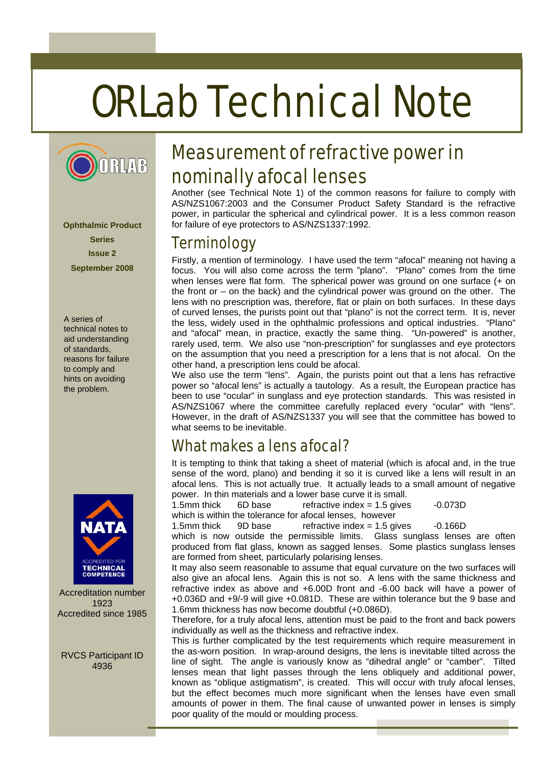# ORLab Technical Note

**Ophthalmic Product Series**

**Issue 2**

**September 2008**

A series of technical notes to aid understanding of standards, reasons for failure to comply and hints on avoiding the problem.

Accreditation number 1923
Accredited since 1985

RVCS Participant ID 4936

## Measurement of refractive power in nominally afocal lenses

Another (see Technical Note 1) of the common reasons for failure to comply with AS/NZS1067:2003 and the Consumer Product Safety Standard is the refractive power, in particular the spherical and cylindrical power. It is a less common reason for failure of eye protectors to AS/NZS1337:1992.

## Terminology

Firstly, a mention of terminology. I have used the term "afocal" meaning not having a focus. You will also come across the term "plano". "Plano" comes from the time when lenses were flat form. The spherical power was ground on one surface (+ on the front or – on the back) and the cylindrical power was ground on the other. The lens with no prescription was, therefore, flat or plain on both surfaces. In these days of curved lenses, the purists point out that "plano" is not the correct term. It is, never the less, widely used in the ophthalmic professions and optical industries. "Plano" and "afocal" mean, in practice, exactly the same thing. "Un-powered" is another, rarely used, term. We also use "non-prescription" for sunglasses and eye protectors on the assumption that you need a prescription for a lens that is not afocal. On the other hand, a prescription lens could be afocal.

We also use the term "lens". Again, the purists point out that a lens has refractive power so "afocal lens" is actually a tautology. As a result, the European practice has been to use "ocular" in sunglass and eye protection standards. This was resisted in AS/NZS1067 where the committee carefully replaced every "ocular" with "lens". However, in the draft of AS/NZS1337 you will see that the committee has bowed to what seems to be inevitable.

## What makes a lens afocal?

It is tempting to think that taking a sheet of material (which is afocal and, in the true sense of the word, plano) and bending it so it is curved like a lens will result in an afocal lens. This is not actually true. It actually leads to a small amount of negative power. In thin materials and a lower base curve it is small.

1.5mm thick 6D base refractive index = 1.5 gives -0.073D

which is within the tolerance for afocal lenses, however

1.5mm thick 9D base refractive index = 1.5 gives -0.166D

which is now outside the permissible limits. Glass sunglass lenses are often produced from flat glass, known as sagged lenses. Some plastics sunglass lenses are formed from sheet, particularly polarising lenses.

It may also seem reasonable to assume that equal curvature on the two surfaces will also give an afocal lens. Again this is not so. A lens with the same thickness and refractive index as above and +6.00D front and -6.00 back will have a power of +0.036D and +9/-9 will give +0.081D. These are within tolerance but the 9 base and 1.6mm thickness has now become doubtful (+0.086D).

Therefore, for a truly afocal lens, attention must be paid to the front and back powers individually as well as the thickness and refractive index.

This is further complicated by the test requirements which require measurement in the as-worn position. In wrap-around designs, the lens is inevitable tilted across the line of sight. The angle is variously know as "dihedral angle" or "camber". Tilted lenses mean that light passes through the lens obliquely and additional power, known as "oblique astigmatism", is created. This will occur with truly afocal lenses, but the effect becomes much more significant when the lenses have even small amounts of power in them. The final cause of unwanted power in lenses is simply poor quality of the mould or moulding process.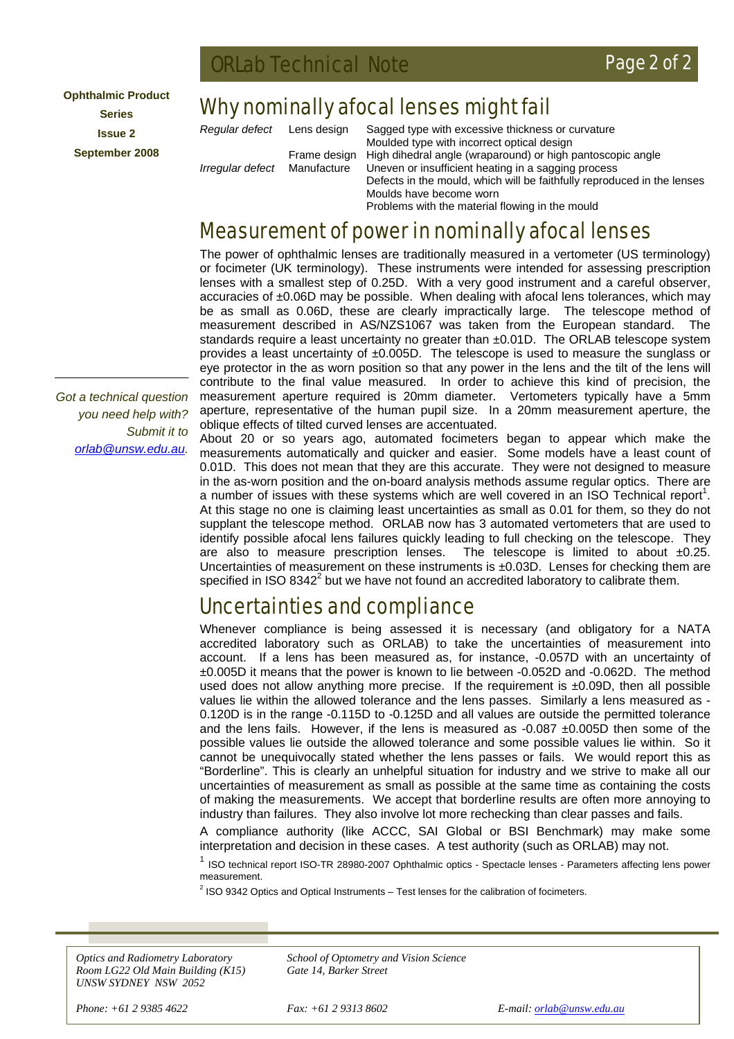**Ophthalmic Product Series**

**Issue 2**

**September 2008**

## Why nominally afocal lenses might fail

| | | |
|---|---|---|
| *Regular defect* | Lens design | Sagged type with excessive thickness or curvature |
| | | Moulded type with incorrect optical design |
| | Frame design | High dihedral angle (wraparound) or high pantoscopic angle |
| *Irregular defect* | Manufacture | Uneven or insufficient heating in a sagging process |
| | | Defects in the mould, which will be faithfully reproduced in the lenses |
| | | Moulds have become worn |
| | | Problems with the material flowing in the mould |

## Measurement of power in nominally afocal lenses

The power of ophthalmic lenses are traditionally measured in a vertometer (US terminology) or focimeter (UK terminology). These instruments were intended for assessing prescription lenses with a smallest step of 0.25D. With a very good instrument and a careful observer, accuracies of ±0.06D may be possible. When dealing with afocal lens tolerances, which may be as small as 0.06D, these are clearly impractically large. The telescope method of measurement described in AS/NZS1067 was taken from the European standard. The standards require a least uncertainty no greater than ±0.01D. The ORLAB telescope system provides a least uncertainty of ±0.005D. The telescope is used to measure the sunglass or eye protector in the as worn position so that any power in the lens and the tilt of the lens will contribute to the final value measured. In order to achieve this kind of precision, the measurement aperture required is 20mm diameter. Vertometers typically have a 5mm aperture, representative of the human pupil size. In a 20mm measurement aperture, the oblique effects of tilted curved lenses are accentuated.

*Got a technical question you need help with? Submit it to [orlab@unsw.edu.au](mailto:orlab@unsw.edu.au).*

About 20 or so years ago, automated focimeters began to appear which make the measurements automatically and quicker and easier. Some models have a least count of 0.01D. This does not mean that they are this accurate. They were not designed to measure in the as-worn position and the on-board analysis methods assume regular optics. There are a number of issues with these systems which are well covered in an ISO Technical report[1]. At this stage no one is claiming least uncertainties as small as 0.01 for them, so they do not supplant the telescope method. ORLAB now has 3 automated vertometers that are used to identify possible afocal lens failures quickly leading to full checking on the telescope. They are also to measure prescription lenses. The telescope is limited to about ±0.25. Uncertainties of measurement on these instruments is ±0.03D. Lenses for checking them are specified in ISO 8342[2] but we have not found an accredited laboratory to calibrate them.

## Uncertainties and compliance

Whenever compliance is being assessed it is necessary (and obligatory for a NATA accredited laboratory such as ORLAB) to take the uncertainties of measurement into account. If a lens has been measured as, for instance, -0.057D with an uncertainty of ±0.005D it means that the power is known to lie between -0.052D and -0.062D. The method used does not allow anything more precise. If the requirement is ±0.09D, then all possible values lie within the allowed tolerance and the lens passes. Similarly a lens measured as -0.120D is in the range -0.115D to -0.125D and all values are outside the permitted tolerance and the lens fails. However, if the lens is measured as -0.087 ±0.005D then some of the possible values lie outside the allowed tolerance and some possible values lie within. So it cannot be unequivocally stated whether the lens passes or fails. We would report this as "Borderline". This is clearly an unhelpful situation for industry and we strive to make all our uncertainties of measurement as small as possible at the same time as containing the costs of making the measurements. We accept that borderline results are often more annoying to industry than failures. They also involve lot more rechecking than clear passes and fails.

A compliance authority (like ACCC, SAI Global or BSI Benchmark) may make some interpretation and decision in these cases. A test authority (such as ORLAB) may not.

[1] ISO technical report ISO-TR 28980-2007 Ophthalmic optics - Spectacle lenses - Parameters affecting lens power measurement.

[2] ISO 9342 Optics and Optical Instruments – Test lenses for the calibration of focimeters.

*Optics and Radiometry Laboratory*
*Room LG22 Old Main Building (K15)*
*UNSW SYDNEY NSW 2052*

*School of Optometry and Vision Science*
*Gate 14, Barker Street*

*Phone: +61 2 9385 4622* *Fax: +61 2 9313 8602* *E-mail: [orlab@unsw.edu.au](mailto:orlab@unsw.edu.au)*